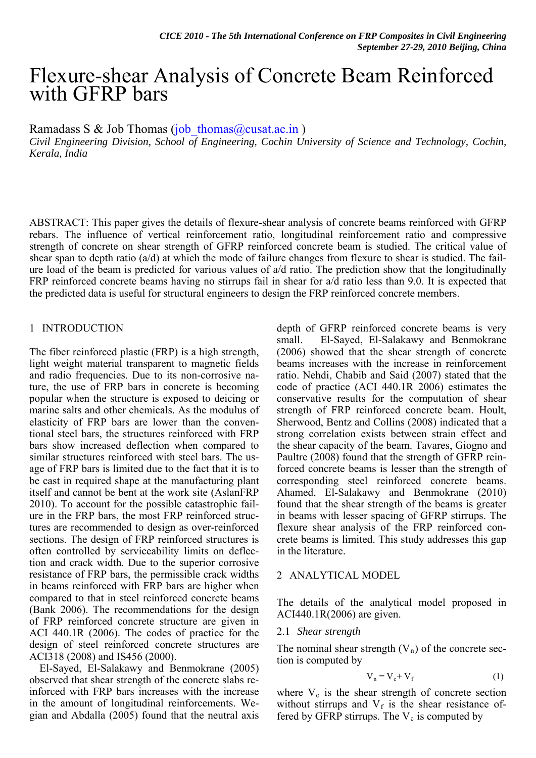# Flexure-shear Analysis of Concrete Beam Reinforced with GFRP bars

Ramadass S & Job Thomas (job_thomas@cusat.ac.in )

*Civil Engineering Division, School of Engineering, Cochin University of Science and Technology, Cochin, Kerala, India*

ABSTRACT: This paper gives the details of flexure-shear analysis of concrete beams reinforced with GFRP rebars. The influence of vertical reinforcement ratio, longitudinal reinforcement ratio and compressive strength of concrete on shear strength of GFRP reinforced concrete beam is studied. The critical value of shear span to depth ratio (a/d) at which the mode of failure changes from flexure to shear is studied. The failure load of the beam is predicted for various values of a/d ratio. The prediction show that the longitudinally FRP reinforced concrete beams having no stirrups fail in shear for a/d ratio less than 9.0. It is expected that the predicted data is useful for structural engineers to design the FRP reinforced concrete members.

## 1 INTRODUCTION

The fiber reinforced plastic (FRP) is a high strength, light weight material transparent to magnetic fields and radio frequencies. Due to its non-corrosive nature, the use of FRP bars in concrete is becoming popular when the structure is exposed to deicing or marine salts and other chemicals. As the modulus of elasticity of FRP bars are lower than the conventional steel bars, the structures reinforced with FRP bars show increased deflection when compared to similar structures reinforced with steel bars. The usage of FRP bars is limited due to the fact that it is to be cast in required shape at the manufacturing plant itself and cannot be bent at the work site (AslanFRP 2010). To account for the possible catastrophic failure in the FRP bars, the most FRP reinforced structures are recommended to design as over-reinforced sections. The design of FRP reinforced structures is often controlled by serviceability limits on deflection and crack width. Due to the superior corrosive resistance of FRP bars, the permissible crack widths in beams reinforced with FRP bars are higher when compared to that in steel reinforced concrete beams (Bank 2006). The recommendations for the design of FRP reinforced concrete structure are given in ACI 440.1R (2006). The codes of practice for the design of steel reinforced concrete structures are ACI318 (2008) and IS456 (2000).

El-Sayed, El-Salakawy and Benmokrane (2005) observed that shear strength of the concrete slabs reinforced with FRP bars increases with the increase in the amount of longitudinal reinforcements. Wegian and Abdalla (2005) found that the neutral axis depth of GFRP reinforced concrete beams is very small. El-Sayed, El-Salakawy and Benmokrane (2006) showed that the shear strength of concrete beams increases with the increase in reinforcement ratio. Nehdi, Chabib and Said (2007) stated that the code of practice (ACI 440.1R 2006) estimates the conservative results for the computation of shear strength of FRP reinforced concrete beam. Hoult, Sherwood, Bentz and Collins (2008) indicated that a strong correlation exists between strain effect and the shear capacity of the beam. Tavares, Giogno and Paultre (2008) found that the strength of GFRP reinforced concrete beams is lesser than the strength of corresponding steel reinforced concrete beams. Ahamed, El-Salakawy and Benmokrane (2010) found that the shear strength of the beams is greater in beams with lesser spacing of GFRP stirrups. The flexure shear analysis of the FRP reinforced concrete beams is limited. This study addresses this gap in the literature.

## 2 ANALYTICAL MODEL

The details of the analytical model proposed in ACI440.1R(2006) are given.

### 2.1 *Shear strength*

The nominal shear strength ($V_n$) of the concrete section is computed by

$$V_n = V_c + V_f \tag{1}$$

where $V_c$ is the shear strength of concrete section without stirrups and $V_f$ is the shear resistance offered by GFRP stirrups. The $V_c$ is computed by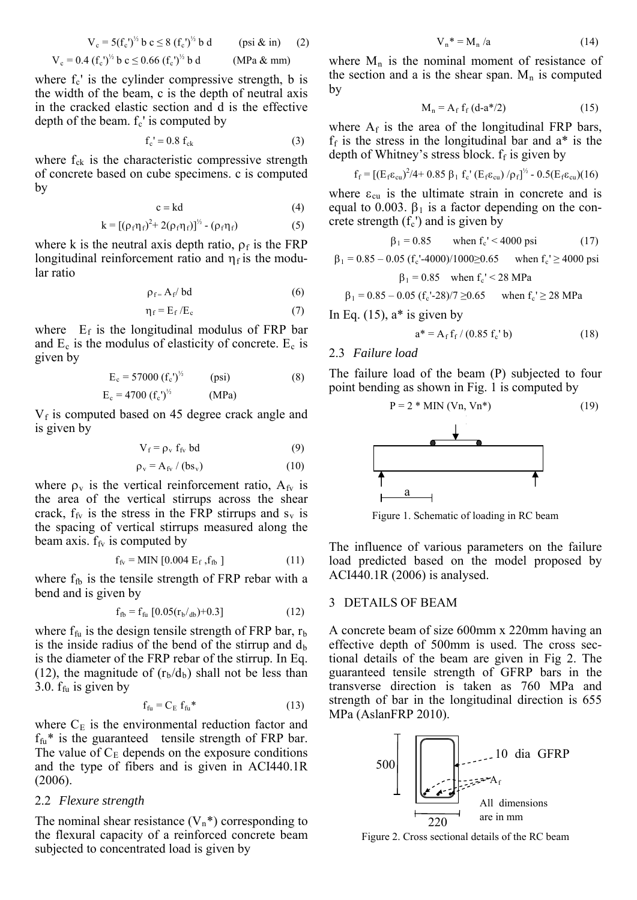$$V_c = 5(f_c')^{½} b c \leq 8 (f_c')^{½} b d \qquad \text{(psi \& in)} \qquad (2)$$

$$V_c = 0.4 (f_c')^{½} b c \leq 0.66 (f_c')^{½} b d \qquad \text{(MPa \& mm)}$$

where $f_c'$ is the cylinder compressive strength, b is the width of the beam, c is the depth of neutral axis in the cracked elastic section and d is the effective depth of the beam. $f_c'$ is computed by

$$f_c' = 0.8 f_{ck} \qquad (3)$$

where $f_{ck}$ is the characteristic compressive strength of concrete based on cube specimens. c is computed by

$$c = kd \qquad (4)$$

$$k = [(\rho_f \eta_f)^2 + 2(\rho_f \eta_f)]^{½} - (\rho_f \eta_f) \qquad (5)$$

where k is the neutral axis depth ratio, $\rho_f$ is the FRP longitudinal reinforcement ratio and $\eta_f$ is the modular ratio

$$\rho_f = A_f / bd \qquad (6)$$

$$\eta_f = E_f / E_c \qquad (7)$$

where $E_f$ is the longitudinal modulus of FRP bar and $E_c$ is the modulus of elasticity of concrete. $E_c$ is given by

$$E_c = 57000 (f_c')^{½} \qquad \text{(psi)} \qquad (8)$$

$$E_c = 4700 (f_c')^{½} \qquad \text{(MPa)}$$

$V_f$ is computed based on 45 degree crack angle and is given by

$$V_f = \rho_v f_{fv} bd \qquad (9)$$

$$\rho_v = A_{fv} / (bs_v) \qquad (10)$$

where $\rho_v$ is the vertical reinforcement ratio, $A_{fv}$ is the area of the vertical stirrups across the shear crack, $f_{fv}$ is the stress in the FRP stirrups and $s_v$ is the spacing of vertical stirrups measured along the beam axis. $f_{fv}$ is computed by

$$f_{fv} = \text{MIN} [0.004 E_f, f_{fb}] \qquad (11)$$

where $f_{fb}$ is the tensile strength of FRP rebar with a bend and is given by

$$f_{fb} = f_{fu} [0.05(r_b/d_b) + 0.3] \qquad (12)$$

where $f_{fu}$ is the design tensile strength of FRP bar, $r_b$ is the inside radius of the bend of the stirrup and $d_b$ is the diameter of the FRP rebar of the stirrup. In Eq. (12), the magnitude of $(r_b/d_b)$ shall not be less than 3.0. $f_{fu}$ is given by

$$f_{fu} = C_E f_{fu}^* \qquad (13)$$

where $C_E$ is the environmental reduction factor and $f_{fu}^*$ is the guaranteed tensile strength of FRP bar. The value of $C_E$ depends on the exposure conditions and the type of fibers and is given in ACI440.1R (2006).

### 2.2 *Flexure strength*

The nominal shear resistance ($V_n^*$) corresponding to the flexural capacity of a reinforced concrete beam subjected to concentrated load is given by

$$V_n^* = M_n / a \qquad (14)$$

where $M_n$ is the nominal moment of resistance of the section and a is the shear span. $M_n$ is computed by

$$M_n = A_f f_f (d - a^*/2) \qquad (15)$$

where $A_f$ is the area of the longitudinal FRP bars, $f_f$ is the stress in the longitudinal bar and $a^*$ is the depth of Whitney's stress block. $f_f$ is given by

$$f_f = [(E_f \varepsilon_{cu})^2/4 + 0.85 \beta_1 f_c' (E_f \varepsilon_{cu}) / \rho_f]^{½} - 0.5(E_f \varepsilon_{cu}) \qquad (16)$$

where $\varepsilon_{cu}$ is the ultimate strain in concrete and is equal to 0.003. $\beta_1$ is a factor depending on the concrete strength ($f_c'$) and is given by

$$\beta_1 = 0.85 \qquad \text{when } f_c' < 4000 \text{ psi} \qquad (17)$$

$$\beta_1 = 0.85 - 0.05 (f_c' - 4000)/1000 \geq 0.65 \qquad \text{when } f_c' \geq 4000 \text{ psi}$$

$$\beta_1 = 0.85 \qquad \text{when } f_c' < 28 \text{ MPa}$$

$$\beta_1 = 0.85 - 0.05 (f_c' - 28)/7 \geq 0.65 \qquad \text{when } f_c' \geq 28 \text{ MPa}$$

In Eq. (15), $a^*$ is given by

$$a^* = A_f f_f / (0.85 f_c' b) \qquad (18)$$

### 2.3 *Failure load*

The failure load of the beam (P) subjected to four point bending as shown in Fig. 1 is computed by

$$P = 2 * \text{MIN} (V_n, V_n^*) \qquad (19)$$

Figure 1. Schematic of loading in RC beam

The influence of various parameters on the failure load predicted based on the model proposed by ACI440.1R (2006) is analysed.

## 3 DETAILS OF BEAM

A concrete beam of size 600mm x 220mm having an effective depth of 500mm is used. The cross sectional details of the beam are given in Fig 2. The guaranteed tensile strength of GFRP bars in the transverse direction is taken as 760 MPa and strength of bar in the longitudinal direction is 655 MPa (AslanFRP 2010).

Figure 2. Cross sectional details of the RC beam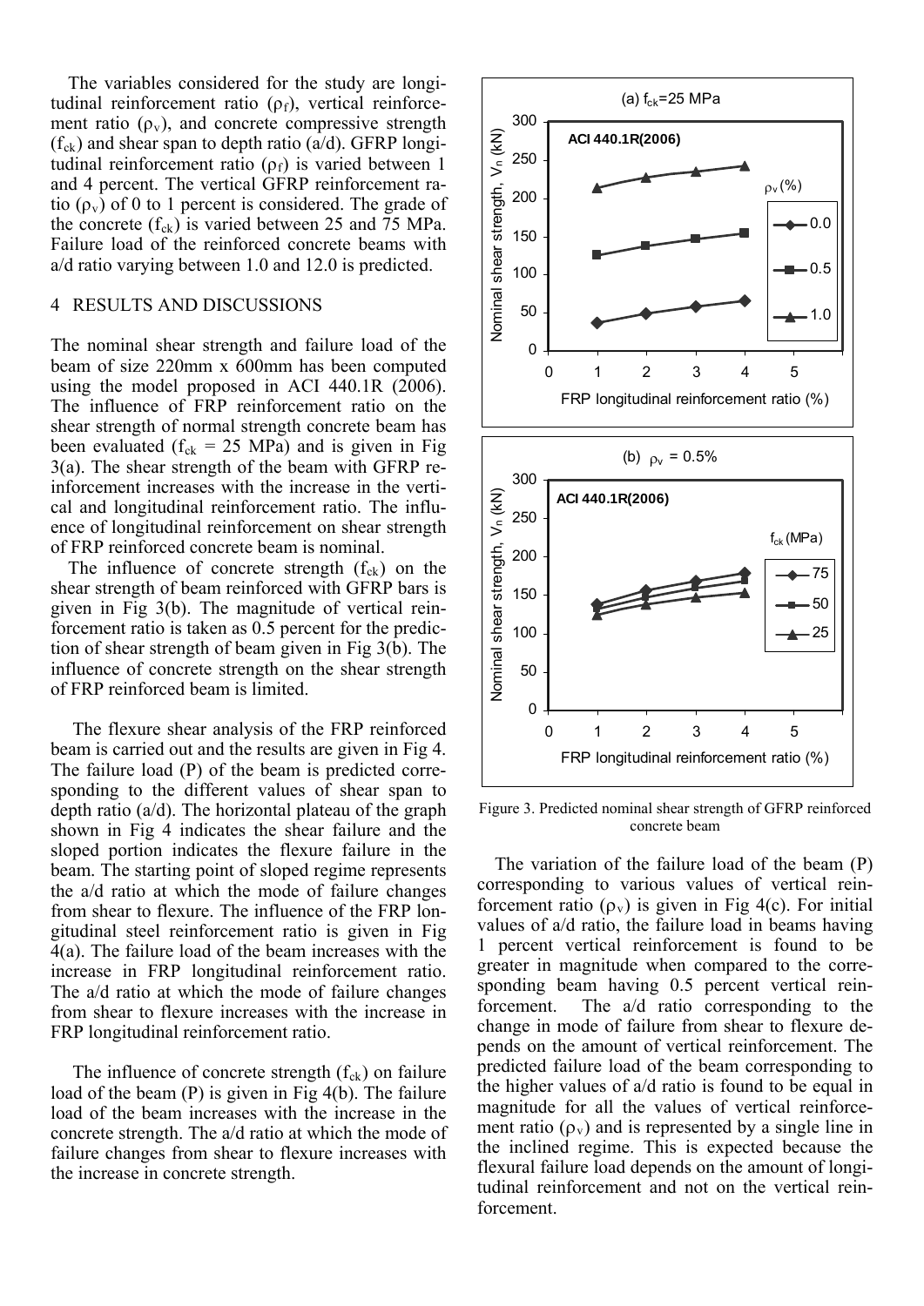The variables considered for the study are longitudinal reinforcement ratio ($\rho_f$), vertical reinforcement ratio ($\rho_v$), and concrete compressive strength ($f_{ck}$) and shear span to depth ratio (a/d). GFRP longitudinal reinforcement ratio ($\rho_f$) is varied between 1 and 4 percent. The vertical GFRP reinforcement ratio ($\rho_v$) of 0 to 1 percent is considered. The grade of the concrete ($f_{ck}$) is varied between 25 and 75 MPa. Failure load of the reinforced concrete beams with a/d ratio varying between 1.0 and 12.0 is predicted.

## 4 RESULTS AND DISCUSSIONS

The nominal shear strength and failure load of the beam of size 220mm x 600mm has been computed using the model proposed in ACI 440.1R (2006). The influence of FRP reinforcement ratio on the shear strength of normal strength concrete beam has been evaluated ($f_{ck}$ = 25 MPa) and is given in Fig 3(a). The shear strength of the beam with GFRP reinforcement increases with the increase in the vertical and longitudinal reinforcement ratio. The influence of longitudinal reinforcement on shear strength of FRP reinforced concrete beam is nominal.

The influence of concrete strength ($f_{ck}$) on the shear strength of beam reinforced with GFRP bars is given in Fig 3(b). The magnitude of vertical reinforcement ratio is taken as 0.5 percent for the prediction of shear strength of beam given in Fig 3(b). The influence of concrete strength on the shear strength of FRP reinforced beam is limited.

The flexure shear analysis of the FRP reinforced beam is carried out and the results are given in Fig 4. The failure load (P) of the beam is predicted corresponding to the different values of shear span to depth ratio (a/d). The horizontal plateau of the graph shown in Fig 4 indicates the shear failure and the sloped portion indicates the flexure failure in the beam. The starting point of sloped regime represents the a/d ratio at which the mode of failure changes from shear to flexure. The influence of the FRP longitudinal steel reinforcement ratio is given in Fig 4(a). The failure load of the beam increases with the increase in FRP longitudinal reinforcement ratio. The a/d ratio at which the mode of failure changes from shear to flexure increases with the increase in FRP longitudinal reinforcement ratio.

The influence of concrete strength ($f_{ck}$) on failure load of the beam (P) is given in Fig 4(b). The failure load of the beam increases with the increase in the concrete strength. The a/d ratio at which the mode of failure changes from shear to flexure increases with the increase in concrete strength.

Figure 3. Predicted nominal shear strength of GFRP reinforced concrete beam

The variation of the failure load of the beam (P) corresponding to various values of vertical reinforcement ratio ($\rho_v$) is given in Fig 4(c). For initial values of a/d ratio, the failure load in beams having 1 percent vertical reinforcement is found to be greater in magnitude when compared to the corresponding beam having 0.5 percent vertical reinforcement. The a/d ratio corresponding to the change in mode of failure from shear to flexure depends on the amount of vertical reinforcement. The predicted failure load of the beam corresponding to the higher values of a/d ratio is found to be equal in magnitude for all the values of vertical reinforcement ratio ($\rho_v$) and is represented by a single line in the inclined regime. This is expected because the flexural failure load depends on the amount of longitudinal reinforcement and not on the vertical reinforcement.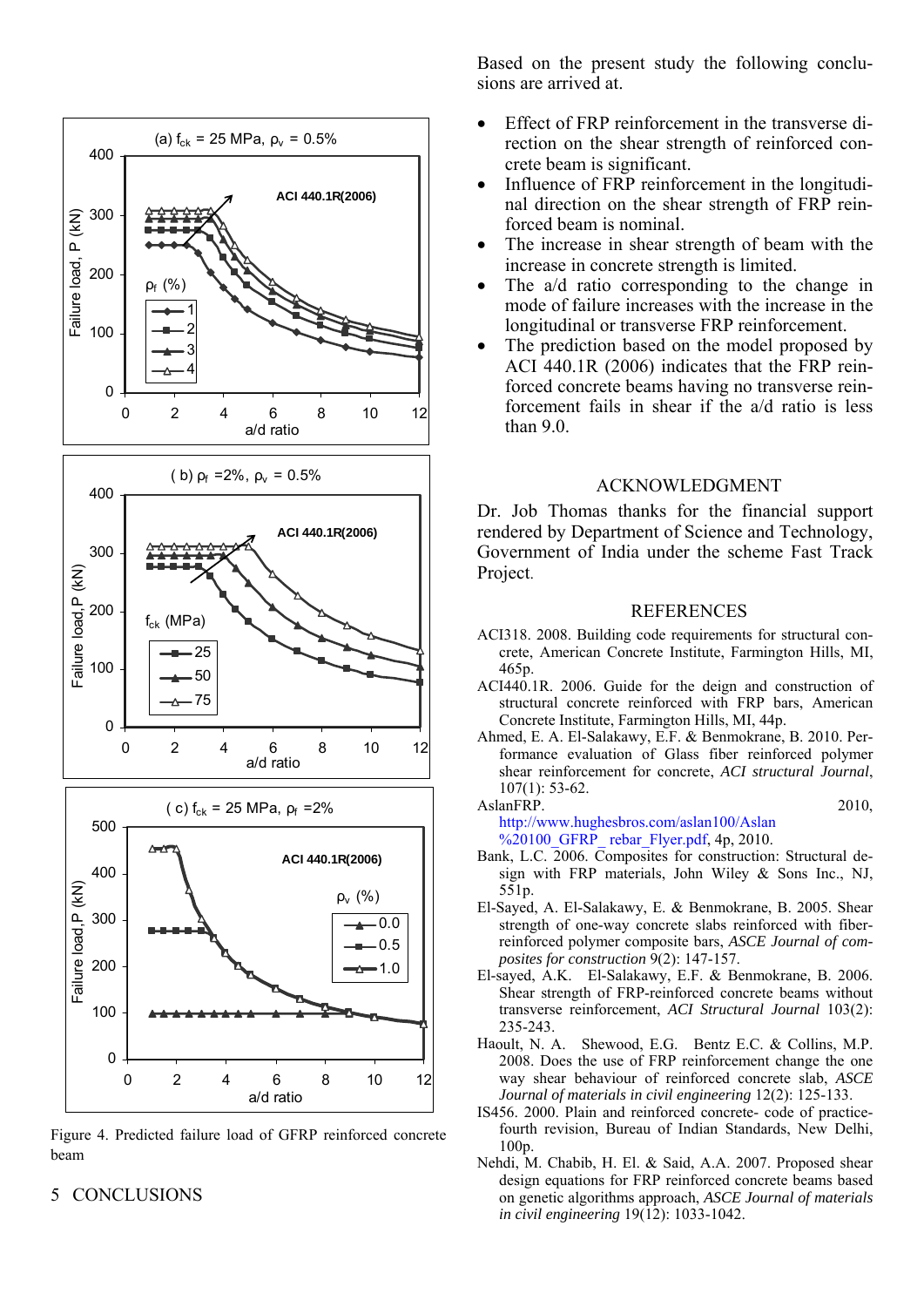Figure 4. Predicted failure load of GFRP reinforced concrete beam

## 5 CONCLUSIONS

Based on the present study the following conclusions are arrived at.

- Effect of FRP reinforcement in the transverse direction on the shear strength of reinforced concrete beam is significant.
- Influence of FRP reinforcement in the longitudinal direction on the shear strength of FRP reinforced beam is nominal.
- The increase in shear strength of beam with the increase in concrete strength is limited.
- The a/d ratio corresponding to the change in mode of failure increases with the increase in the longitudinal or transverse FRP reinforcement.
- The prediction based on the model proposed by ACI 440.1R (2006) indicates that the FRP reinforced concrete beams having no transverse reinforcement fails in shear if the a/d ratio is less than 9.0.

## ACKNOWLEDGMENT

Dr. Job Thomas thanks for the financial support rendered by Department of Science and Technology, Government of India under the scheme Fast Track Project.

## REFERENCES

ACI318. 2008. Building code requirements for structural concrete, American Concrete Institute, Farmington Hills, MI, 465p.

ACI440.1R. 2006. Guide for the deign and construction of structural concrete reinforced with FRP bars, American Concrete Institute, Farmington Hills, MI, 44p.

Ahmed, E. A. El-Salakawy, E.F. & Benmokrane, B. 2010. Performance evaluation of Glass fiber reinforced polymer shear reinforcement for concrete, *ACI structural Journal*, 107(1): 53-62.

AslanFRP. 2010, http://www.hughesbros.com/aslan100/Aslan%20100_GFRP_ rebar_Flyer.pdf, 4p, 2010.

Bank, L.C. 2006. Composites for construction: Structural design with FRP materials, John Wiley & Sons Inc., NJ, 551p.

El-Sayed, A. El-Salakawy, E. & Benmokrane, B. 2005. Shear strength of one-way concrete slabs reinforced with fiber-reinforced polymer composite bars, *ASCE Journal of composites for construction* 9(2): 147-157.

El-sayed, A.K. El-Salakawy, E.F. & Benmokrane, B. 2006. Shear strength of FRP-reinforced concrete beams without transverse reinforcement, *ACI Structural Journal* 103(2): 235-243.

Haoult, N. A. Shewood, E.G. Bentz E.C. & Collins, M.P. 2008. Does the use of FRP reinforcement change the one way shear behaviour of reinforced concrete slab, *ASCE Journal of materials in civil engineering* 12(2): 125-133.

IS456. 2000. Plain and reinforced concrete- code of practice-fourth revision, Bureau of Indian Standards, New Delhi, 100p.

Nehdi, M. Chabib, H. El. & Said, A.A. 2007. Proposed shear design equations for FRP reinforced concrete beams based on genetic algorithms approach, *ASCE Journal of materials in civil engineering* 19(12): 1033-1042.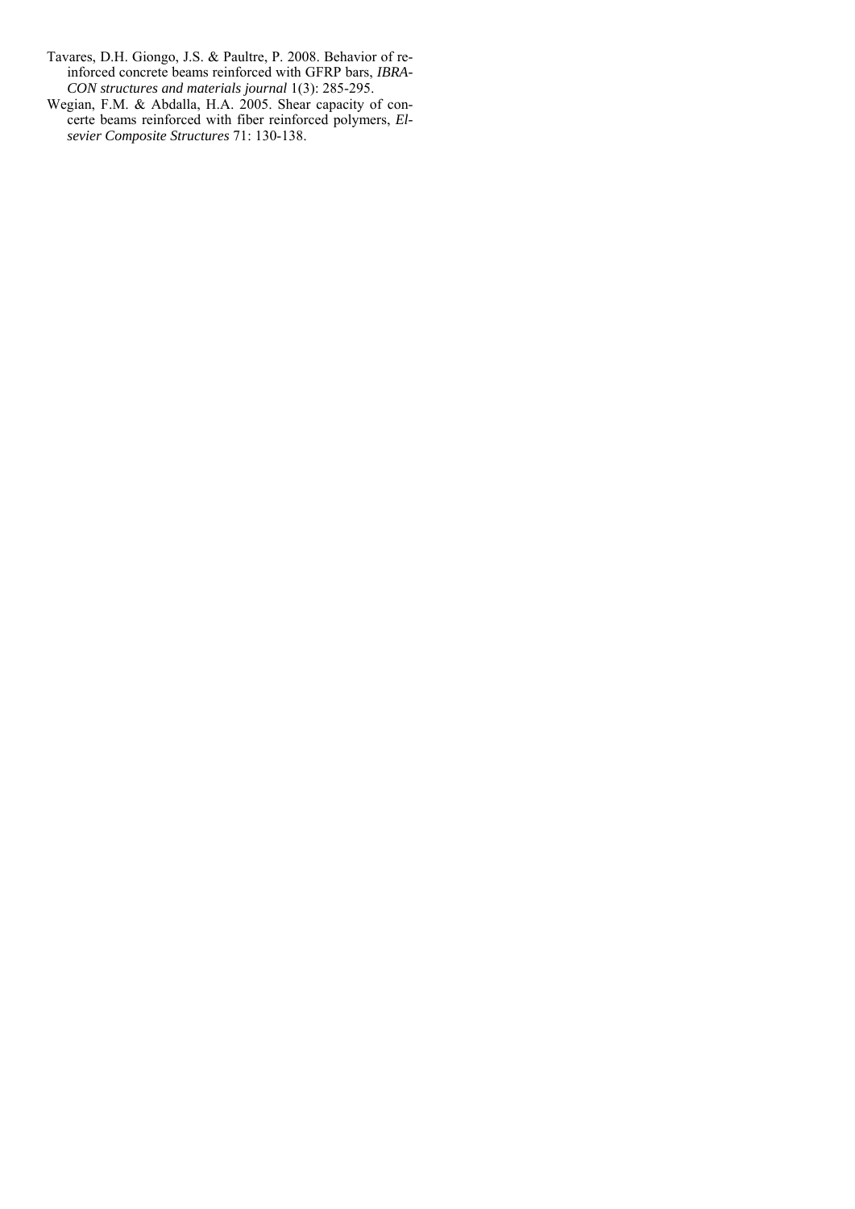Tavares, D.H. Giongo, J.S. & Paultre, P. 2008. Behavior of reinforced concrete beams reinforced with GFRP bars, *IBRACON structures and materials journal* 1(3): 285-295.

Wegian, F.M. & Abdalla, H.A. 2005. Shear capacity of concerte beams reinforced with fiber reinforced polymers, *Elsevier Composite Structures* 71: 130-138.